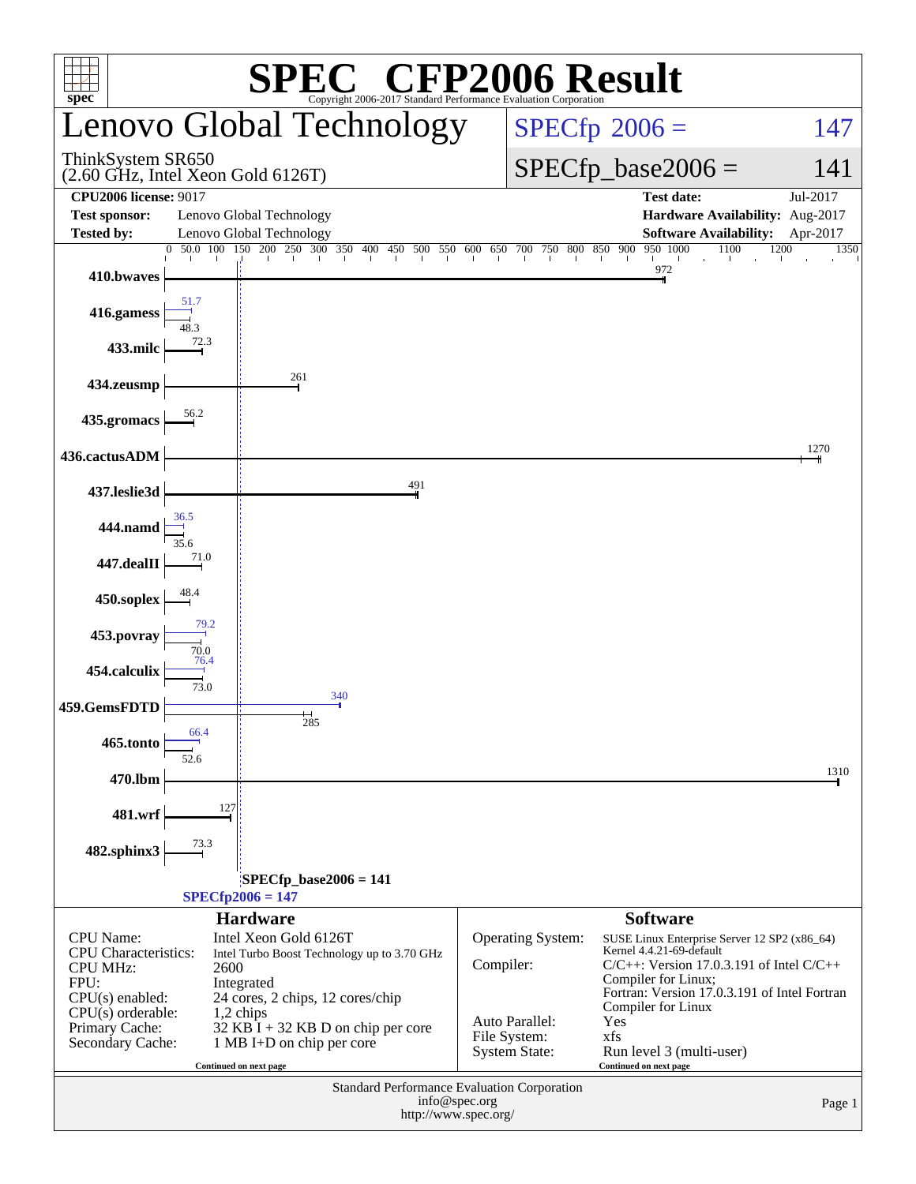# SPEC CFP2006 Result

Copyright 2006-2017 Standard Performance Evaluation Corporation

## Lenovo Global Technology

ThinkSystem SR650
(2.60 GHz, Intel Xeon Gold 6126T)

SPECfp 2006 = 147

SPECfp_base2006 = 141

| | | | |
|---|---|---|---|
| **CPU2006 license:** 9017 | | **Test date:** | Jul-2017 |
| **Test sponsor:** | Lenovo Global Technology | **Hardware Availability:** | Aug-2017 |
| **Tested by:** | Lenovo Global Technology | **Software Availability:** | Apr-2017 |

| Benchmark | Peak | Base |
|---|---|---|
| 410.bwaves | | 972 |
| 416.gamess | 51.7 | 48.3 |
| 433.milc | | 72.3 |
| 434.zeusmp | | 261 |
| 435.gromacs | | 56.2 |
| 436.cactusADM | | 1270 |
| 437.leslie3d | | 491 |
| 444.namd | 36.5 | 35.6 |
| 447.dealII | | 71.0 |
| 450.soplex | | 48.4 |
| 453.povray | 79.2 | 70.0 |
| 454.calculix | 76.4 | 73.0 |
| 459.GemsFDTD | 340 | 285 |
| 465.tonto | 66.4 | 52.6 |
| 470.lbm | | 1310 |
| 481.wrf | | 127 |
| 482.sphinx3 | | 73.3 |

SPECfp_base2006 = 141

SPECfp2006 = 147

### Hardware

| | |
|---|---|
| CPU Name: | Intel Xeon Gold 6126T |
| CPU Characteristics: | Intel Turbo Boost Technology up to 3.70 GHz |
| CPU MHz: | 2600 |
| FPU: | Integrated |
| CPU(s) enabled: | 24 cores, 2 chips, 12 cores/chip |
| CPU(s) orderable: | 1,2 chips |
| Primary Cache: | 32 KB I + 32 KB D on chip per core |
| Secondary Cache: | 1 MB I+D on chip per core |

Continued on next page

### Software

| | |
|---|---|
| Operating System: | SUSE Linux Enterprise Server 12 SP2 (x86_64) Kernel 4.4.21-69-default |
| Compiler: | C/C++: Version 17.0.3.191 of Intel C/C++ Compiler for Linux; Fortran: Version 17.0.3.191 of Intel Fortran Compiler for Linux |
| Auto Parallel: | Yes |
| File System: | xfs |
| System State: | Run level 3 (multi-user) |

Continued on next page

Standard Performance Evaluation Corporation
info@spec.org
http://www.spec.org/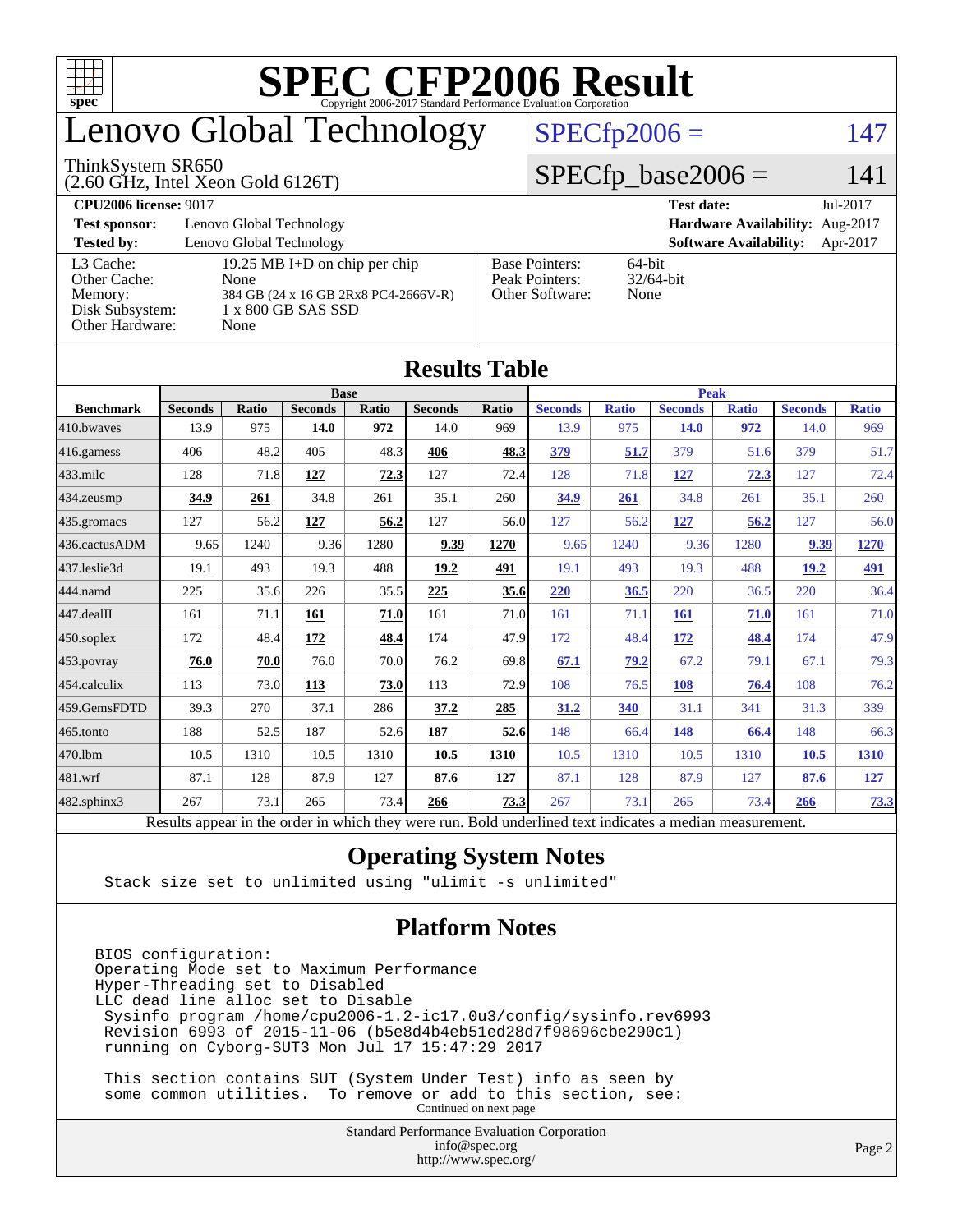# SPEC CFP2006 Result

Copyright 2006-2017 Standard Performance Evaluation Corporation

## Lenovo Global Technology

ThinkSystem SR650
(2.60 GHz, Intel Xeon Gold 6126T)

SPECfp2006 = 147

SPECfp_base2006 = 141

**CPU2006 license:** 9017 | **Test date:** Jul-2017
**Test sponsor:** Lenovo Global Technology | **Hardware Availability:** Aug-2017
**Tested by:** Lenovo Global Technology | **Software Availability:** Apr-2017

| | |
|---|---|
| L3 Cache: | 19.25 MB I+D on chip per chip |
| Other Cache: | None |
| Memory: | 384 GB (24 x 16 GB 2Rx8 PC4-2666V-R) |
| Disk Subsystem: | 1 x 800 GB SAS SSD |
| Other Hardware: | None |

| | |
|---|---|
| Base Pointers: | 64-bit |
| Peak Pointers: | 32/64-bit |
| Other Software: | None |

## Results Table

| Benchmark | Base | | | | | | Peak | | | | | |
|---|---|---|---|---|---|---|---|---|---|---|---|---|
| | Seconds | Ratio | Seconds | Ratio | Seconds | Ratio | Seconds | Ratio | Seconds | Ratio | Seconds | Ratio |
| 410.bwaves | 13.9 | 975 | **14.0** | **972** | 14.0 | 969 | 13.9 | 975 | **14.0** | **972** | 14.0 | 969 |
| 416.gamess | 406 | 48.2 | 405 | 48.3 | **406** | **48.3** | **379** | **51.7** | 379 | 51.6 | 379 | 51.7 |
| 433.milc | 128 | 71.8 | **127** | **72.3** | 127 | 72.4 | 128 | 71.8 | **127** | **72.3** | 127 | 72.4 |
| 434.zeusmp | **34.9** | **261** | 34.8 | 261 | 35.1 | 260 | **34.9** | **261** | 34.8 | 261 | 35.1 | 260 |
| 435.gromacs | 127 | 56.2 | **127** | **56.2** | 127 | 56.0 | 127 | 56.2 | **127** | **56.2** | 127 | 56.0 |
| 436.cactusADM | 9.65 | 1240 | 9.36 | 1280 | **9.39** | **1270** | 9.65 | 1240 | 9.36 | 1280 | **9.39** | **1270** |
| 437.leslie3d | 19.1 | 493 | 19.3 | 488 | **19.2** | **491** | 19.1 | 493 | 19.3 | 488 | **19.2** | **491** |
| 444.namd | 225 | 35.6 | 226 | 35.5 | **225** | **35.6** | **220** | **36.5** | 220 | 36.5 | 220 | 36.4 |
| 447.dealII | 161 | 71.1 | **161** | **71.0** | 161 | 71.0 | 161 | 71.1 | **161** | **71.0** | 161 | 71.0 |
| 450.soplex | 172 | 48.4 | **172** | **48.4** | 174 | 47.9 | 172 | 48.4 | **172** | **48.4** | 174 | 47.9 |
| 453.povray | **76.0** | **70.0** | 76.0 | 70.0 | 76.2 | 69.8 | **67.1** | **79.2** | 67.2 | 79.1 | 67.1 | 79.3 |
| 454.calculix | 113 | 73.0 | **113** | **73.0** | 113 | 72.9 | 108 | 76.5 | **108** | **76.4** | 108 | 76.2 |
| 459.GemsFDTD | 39.3 | 270 | 37.1 | 286 | **37.2** | **285** | **31.2** | **340** | 31.1 | 341 | 31.3 | 339 |
| 465.tonto | 188 | 52.5 | 187 | 52.6 | **187** | **52.6** | 148 | 66.4 | **148** | **66.4** | 148 | 66.3 |
| 470.lbm | 10.5 | 1310 | 10.5 | 1310 | **10.5** | **1310** | 10.5 | 1310 | 10.5 | 1310 | **10.5** | **1310** |
| 481.wrf | 87.1 | 128 | 87.9 | 127 | **87.6** | **127** | 87.1 | 128 | 87.9 | 127 | **87.6** | **127** |
| 482.sphinx3 | 267 | 73.1 | 265 | 73.4 | **266** | **73.3** | 267 | 73.1 | 265 | 73.4 | **266** | **73.3** |

Results appear in the order in which they were run. Bold underlined text indicates a median measurement.

## Operating System Notes

```
Stack size set to unlimited using "ulimit -s unlimited"
```

## Platform Notes

```
BIOS configuration:
Operating Mode set to Maximum Performance
Hyper-Threading set to Disabled
LLC dead line alloc set to Disable
 Sysinfo program /home/cpu2006-1.2-ic17.0u3/config/sysinfo.rev6993
 Revision 6993 of 2015-11-06 (b5e8d4b4eb51ed28d7f98696cbe290c1)
 running on Cyborg-SUT3 Mon Jul 17 15:47:29 2017

 This section contains SUT (System Under Test) info as seen by
 some common utilities.  To remove or add to this section, see:
```

Continued on next page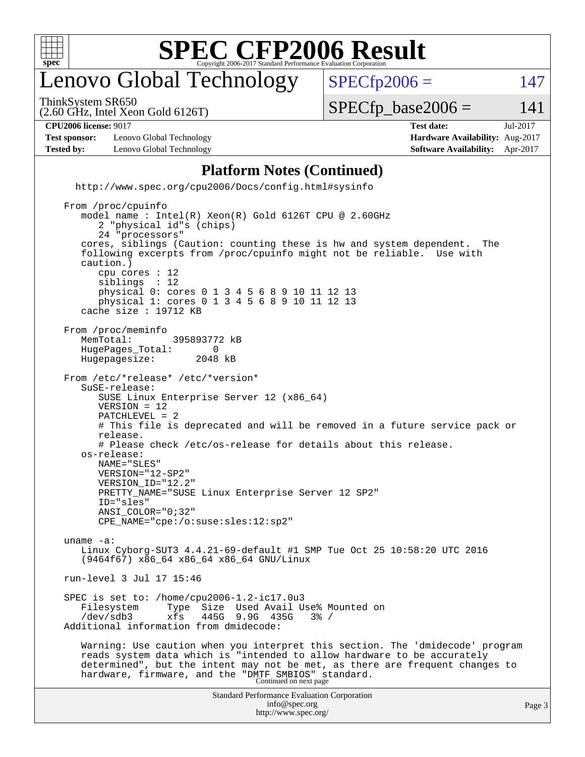# SPEC CFP2006 Result

Copyright 2006-2017 Standard Performance Evaluation Corporation

## Lenovo Global Technology

ThinkSystem SR650
(2.60 GHz, Intel Xeon Gold 6126T)

SPECfp2006 = 147

SPECfp_base2006 = 141

| | | | |
|---|---|---|---|
| **CPU2006 license:** 9017 | | **Test date:** | Jul-2017 |
| **Test sponsor:** | Lenovo Global Technology | **Hardware Availability:** | Aug-2017 |
| **Tested by:** | Lenovo Global Technology | **Software Availability:** | Apr-2017 |

### Platform Notes (Continued)

```
   http://www.spec.org/cpu2006/Docs/config.html#sysinfo

 From /proc/cpuinfo
    model name : Intel(R) Xeon(R) Gold 6126T CPU @ 2.60GHz
       2 "physical id"s (chips)
       24 "processors"
    cores, siblings (Caution: counting these is hw and system dependent.  The
    following excerpts from /proc/cpuinfo might not be reliable.  Use with
    caution.)
       cpu cores : 12
       siblings  : 12
       physical 0: cores 0 1 3 4 5 6 8 9 10 11 12 13
       physical 1: cores 0 1 3 4 5 6 8 9 10 11 12 13
    cache size : 19712 KB

 From /proc/meminfo
    MemTotal:       395893772 kB
    HugePages_Total:       0
    Hugepagesize:       2048 kB

 From /etc/*release* /etc/*version*
    SuSE-release:
       SUSE Linux Enterprise Server 12 (x86_64)
       VERSION = 12
       PATCHLEVEL = 2
       # This file is deprecated and will be removed in a future service pack or
       release.
       # Please check /etc/os-release for details about this release.
    os-release:
       NAME="SLES"
       VERSION="12-SP2"
       VERSION_ID="12.2"
       PRETTY_NAME="SUSE Linux Enterprise Server 12 SP2"
       ID="sles"
       ANSI_COLOR="0;32"
       CPE_NAME="cpe:/o:suse:sles:12:sp2"

 uname -a:
    Linux Cyborg-SUT3 4.4.21-69-default #1 SMP Tue Oct 25 10:58:20 UTC 2016
    (9464f67) x86_64 x86_64 x86_64 GNU/Linux

 run-level 3 Jul 17 15:46

 SPEC is set to: /home/cpu2006-1.2-ic17.0u3
    Filesystem     Type  Size  Used Avail Use% Mounted on
    /dev/sdb3      xfs   445G  9.9G  435G   3% /
 Additional information from dmidecode:

    Warning: Use caution when you interpret this section. The 'dmidecode' program
    reads system data which is "intended to allow hardware to be accurately
    determined", but the intent may not be met, as there are frequent changes to
    hardware, firmware, and the "DMTF SMBIOS" standard.
```

Continued on next page

Standard Performance Evaluation Corporation
info@spec.org
http://www.spec.org/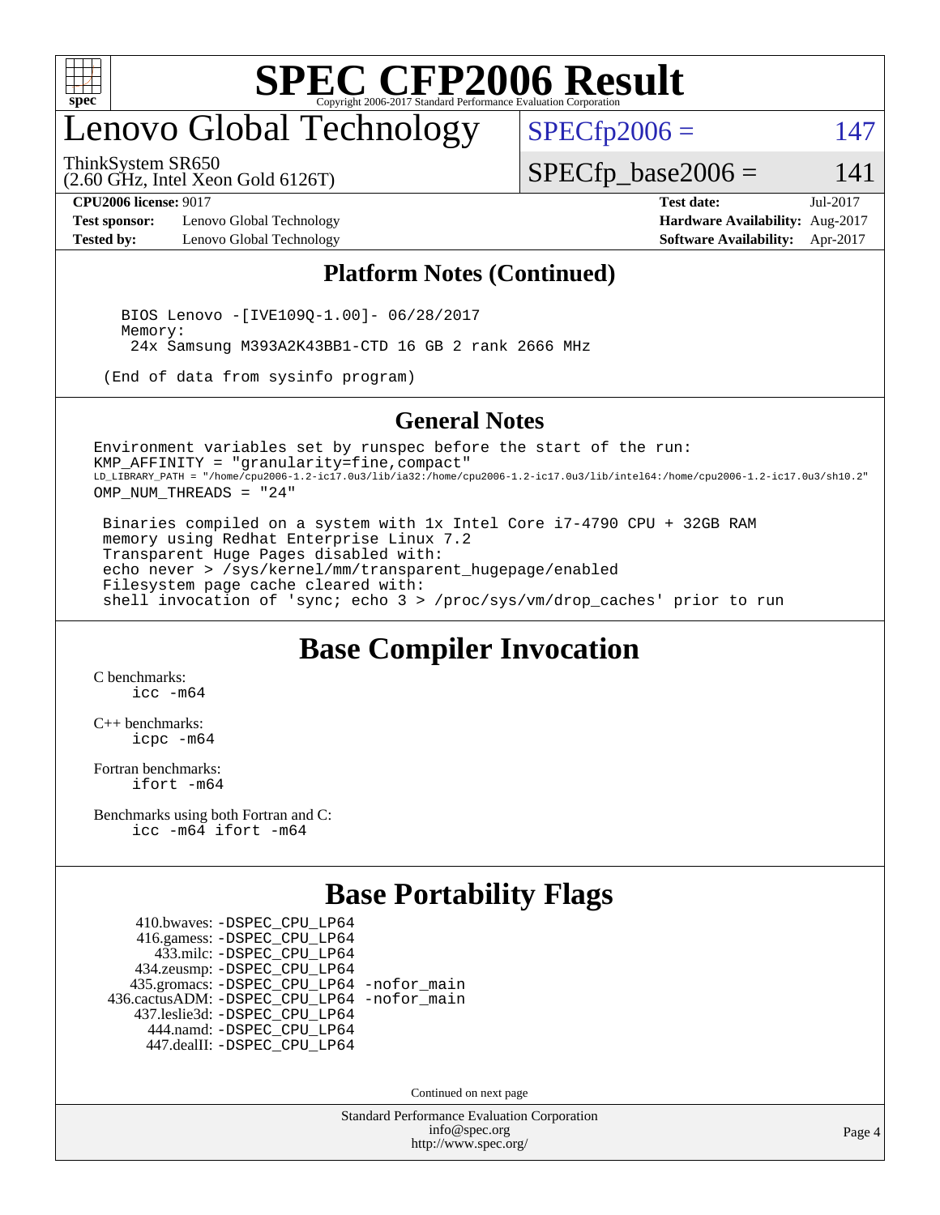# Lenovo Global Technology

ThinkSystem SR650
(2.60 GHz, Intel Xeon Gold 6126T)

SPECfp2006 = 147

SPECfp_base2006 = 141

**CPU2006 license:** 9017
**Test sponsor:** Lenovo Global Technology
**Tested by:** Lenovo Global Technology

**Test date:** Jul-2017
**Hardware Availability:** Aug-2017
**Software Availability:** Apr-2017

## Platform Notes (Continued)

```
    BIOS Lenovo -[IVE109Q-1.00]- 06/28/2017
    Memory:
     24x Samsung M393A2K43BB1-CTD 16 GB 2 rank 2666 MHz

  (End of data from sysinfo program)
```

## General Notes

```
Environment variables set by runspec before the start of the run:
KMP_AFFINITY = "granularity=fine,compact"
LD_LIBRARY_PATH = "/home/cpu2006-1.2-ic17.0u3/lib/ia32:/home/cpu2006-1.2-ic17.0u3/lib/intel64:/home/cpu2006-1.2-ic17.0u3/sh10.2"
OMP_NUM_THREADS = "24"

 Binaries compiled on a system with 1x Intel Core i7-4790 CPU + 32GB RAM
 memory using Redhat Enterprise Linux 7.2
 Transparent Huge Pages disabled with:
 echo never > /sys/kernel/mm/transparent_hugepage/enabled
 Filesystem page cache cleared with:
 shell invocation of 'sync; echo 3 > /proc/sys/vm/drop_caches' prior to run
```

## Base Compiler Invocation

C benchmarks:
    icc -m64

C++ benchmarks:
    icpc -m64

Fortran benchmarks:
    ifort -m64

Benchmarks using both Fortran and C:
    icc -m64 ifort -m64

## Base Portability Flags

410.bwaves: -DSPEC_CPU_LP64
416.gamess: -DSPEC_CPU_LP64
433.milc: -DSPEC_CPU_LP64
434.zeusmp: -DSPEC_CPU_LP64
435.gromacs: -DSPEC_CPU_LP64 -nofor_main
436.cactusADM: -DSPEC_CPU_LP64 -nofor_main
437.leslie3d: -DSPEC_CPU_LP64
444.namd: -DSPEC_CPU_LP64
447.dealII: -DSPEC_CPU_LP64

Continued on next page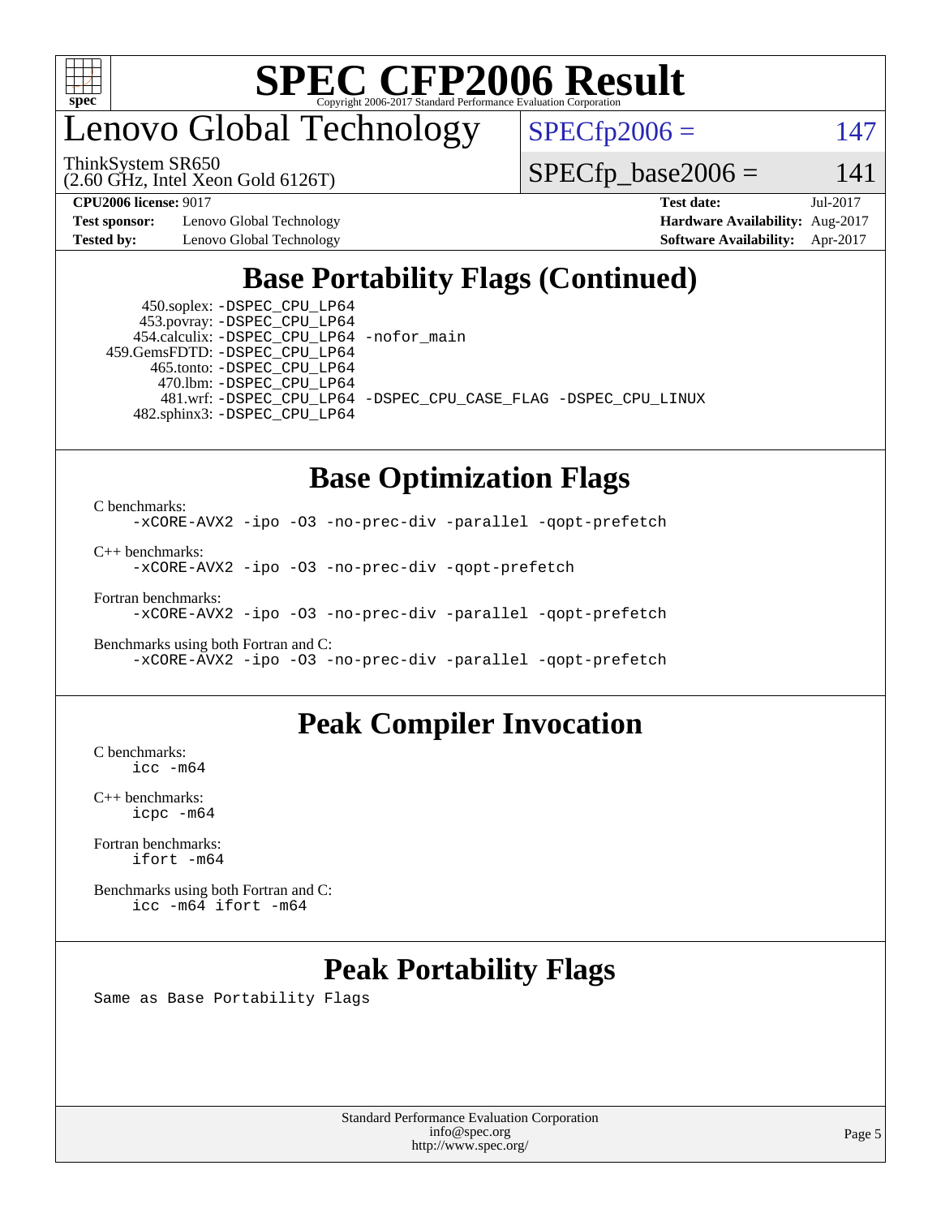# Lenovo Global Technology

ThinkSystem SR650
(2.60 GHz, Intel Xeon Gold 6126T)

SPECfp2006 = 147

SPECfp_base2006 = 141

**CPU2006 license:** 9017
**Test sponsor:** Lenovo Global Technology
**Tested by:** Lenovo Global Technology

**Test date:** Jul-2017
**Hardware Availability:** Aug-2017
**Software Availability:** Apr-2017

## Base Portability Flags (Continued)

450.soplex: -DSPEC_CPU_LP64
453.povray: -DSPEC_CPU_LP64
454.calculix: -DSPEC_CPU_LP64 -nofor_main
459.GemsFDTD: -DSPEC_CPU_LP64
465.tonto: -DSPEC_CPU_LP64
470.lbm: -DSPEC_CPU_LP64
481.wrf: -DSPEC_CPU_LP64 -DSPEC_CPU_CASE_FLAG -DSPEC_CPU_LINUX
482.sphinx3: -DSPEC_CPU_LP64

## Base Optimization Flags

C benchmarks:
-xCORE-AVX2 -ipo -O3 -no-prec-div -parallel -qopt-prefetch

C++ benchmarks:
-xCORE-AVX2 -ipo -O3 -no-prec-div -qopt-prefetch

Fortran benchmarks:
-xCORE-AVX2 -ipo -O3 -no-prec-div -parallel -qopt-prefetch

Benchmarks using both Fortran and C:
-xCORE-AVX2 -ipo -O3 -no-prec-div -parallel -qopt-prefetch

## Peak Compiler Invocation

C benchmarks:
icc -m64

C++ benchmarks:
icpc -m64

Fortran benchmarks:
ifort -m64

Benchmarks using both Fortran and C:
icc -m64 ifort -m64

## Peak Portability Flags

Same as Base Portability Flags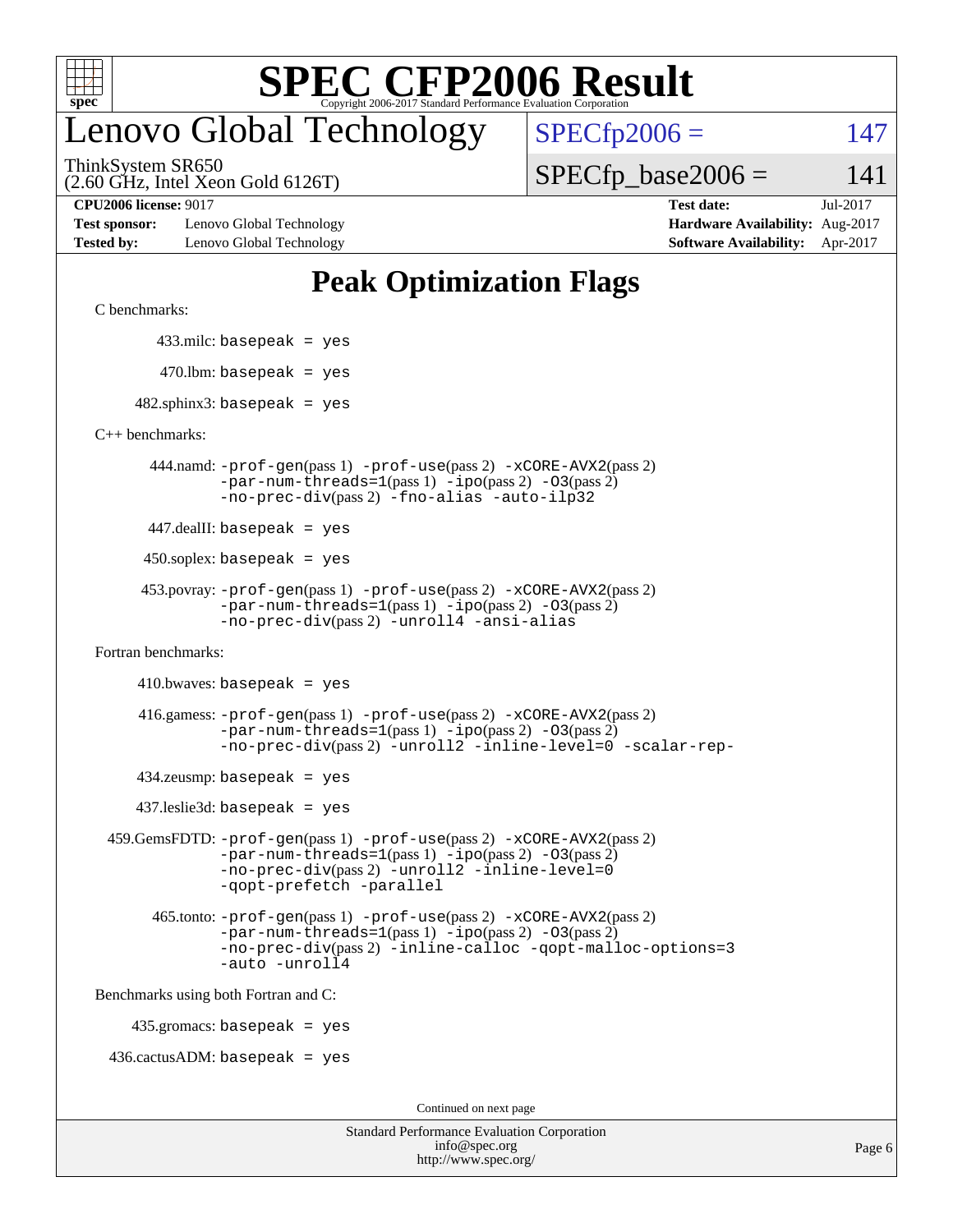# SPEC CFP2006 Result

Copyright 2006-2017 Standard Performance Evaluation Corporation

# Lenovo Global Technology

ThinkSystem SR650
(2.60 GHz, Intel Xeon Gold 6126T)

SPECfp2006 = 147

SPECfp_base2006 = 141

**CPU2006 license:** 9017
**Test sponsor:** Lenovo Global Technology
**Tested by:** Lenovo Global Technology
**Test date:** Jul-2017
**Hardware Availability:** Aug-2017
**Software Availability:** Apr-2017

## Peak Optimization Flags

C benchmarks:

433.milc: basepeak = yes

470.lbm: basepeak = yes

482.sphinx3: basepeak = yes

C++ benchmarks:

444.namd: -prof-gen(pass 1) -prof-use(pass 2) -xCORE-AVX2(pass 2) -par-num-threads=1(pass 1) -ipo(pass 2) -O3(pass 2) -no-prec-div(pass 2) -fno-alias -auto-ilp32

447.dealII: basepeak = yes

450.soplex: basepeak = yes

453.povray: -prof-gen(pass 1) -prof-use(pass 2) -xCORE-AVX2(pass 2) -par-num-threads=1(pass 1) -ipo(pass 2) -O3(pass 2) -no-prec-div(pass 2) -unroll4 -ansi-alias

Fortran benchmarks:

410.bwaves: basepeak = yes

416.gamess: -prof-gen(pass 1) -prof-use(pass 2) -xCORE-AVX2(pass 2) -par-num-threads=1(pass 1) -ipo(pass 2) -O3(pass 2) -no-prec-div(pass 2) -unroll2 -inline-level=0 -scalar-rep-

434.zeusmp: basepeak = yes

437.leslie3d: basepeak = yes

459.GemsFDTD: -prof-gen(pass 1) -prof-use(pass 2) -xCORE-AVX2(pass 2) -par-num-threads=1(pass 1) -ipo(pass 2) -O3(pass 2) -no-prec-div(pass 2) -unroll2 -inline-level=0 -qopt-prefetch -parallel

465.tonto: -prof-gen(pass 1) -prof-use(pass 2) -xCORE-AVX2(pass 2) -par-num-threads=1(pass 1) -ipo(pass 2) -O3(pass 2) -no-prec-div(pass 2) -inline-calloc -qopt-malloc-options=3 -auto -unroll4

Benchmarks using both Fortran and C:

435.gromacs: basepeak = yes

436.cactusADM: basepeak = yes

Continued on next page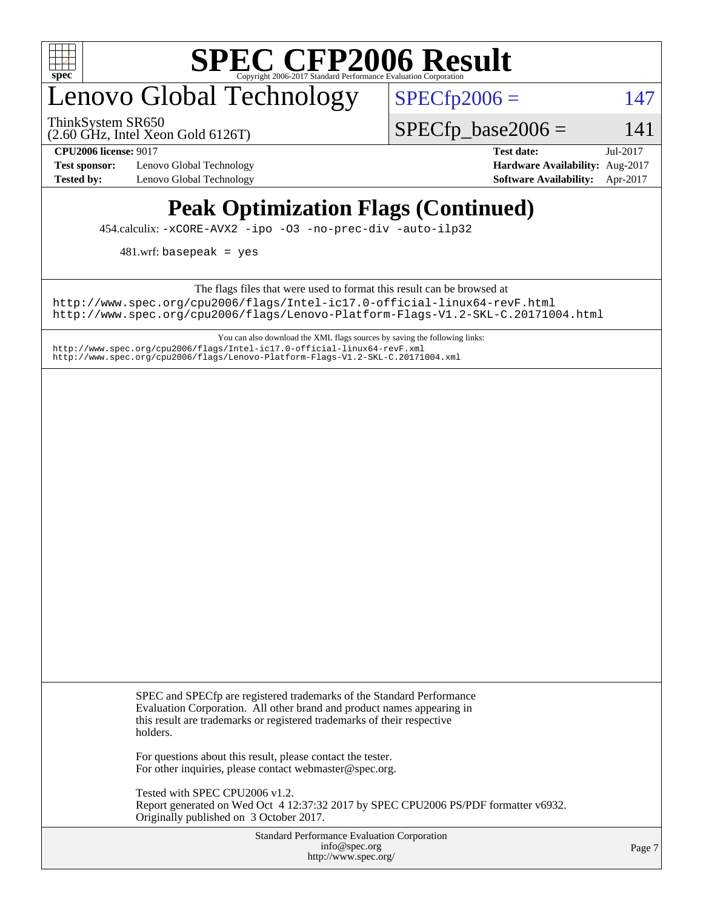# Peak Optimization Flags (Continued)

454.calculix: `-xCORE-AVX2 -ipo -O3 -no-prec-div -auto-ilp32`

481.wrf: `basepeak = yes`

The flags files that were used to format this result can be browsed at
http://www.spec.org/cpu2006/flags/Intel-ic17.0-official-linux64-revF.html
http://www.spec.org/cpu2006/flags/Lenovo-Platform-Flags-V1.2-SKL-C.20171004.html

You can also download the XML flags sources by saving the following links:
http://www.spec.org/cpu2006/flags/Intel-ic17.0-official-linux64-revF.xml
http://www.spec.org/cpu2006/flags/Lenovo-Platform-Flags-V1.2-SKL-C.20171004.xml

SPEC and SPECfp are registered trademarks of the Standard Performance Evaluation Corporation. All other brand and product names appearing in this result are trademarks or registered trademarks of their respective holders.

For questions about this result, please contact the tester.
For other inquiries, please contact webmaster@spec.org.

Tested with SPEC CPU2006 v1.2.
Report generated on Wed Oct 4 12:37:32 2017 by SPEC CPU2006 PS/PDF formatter v6932.
Originally published on 3 October 2017.